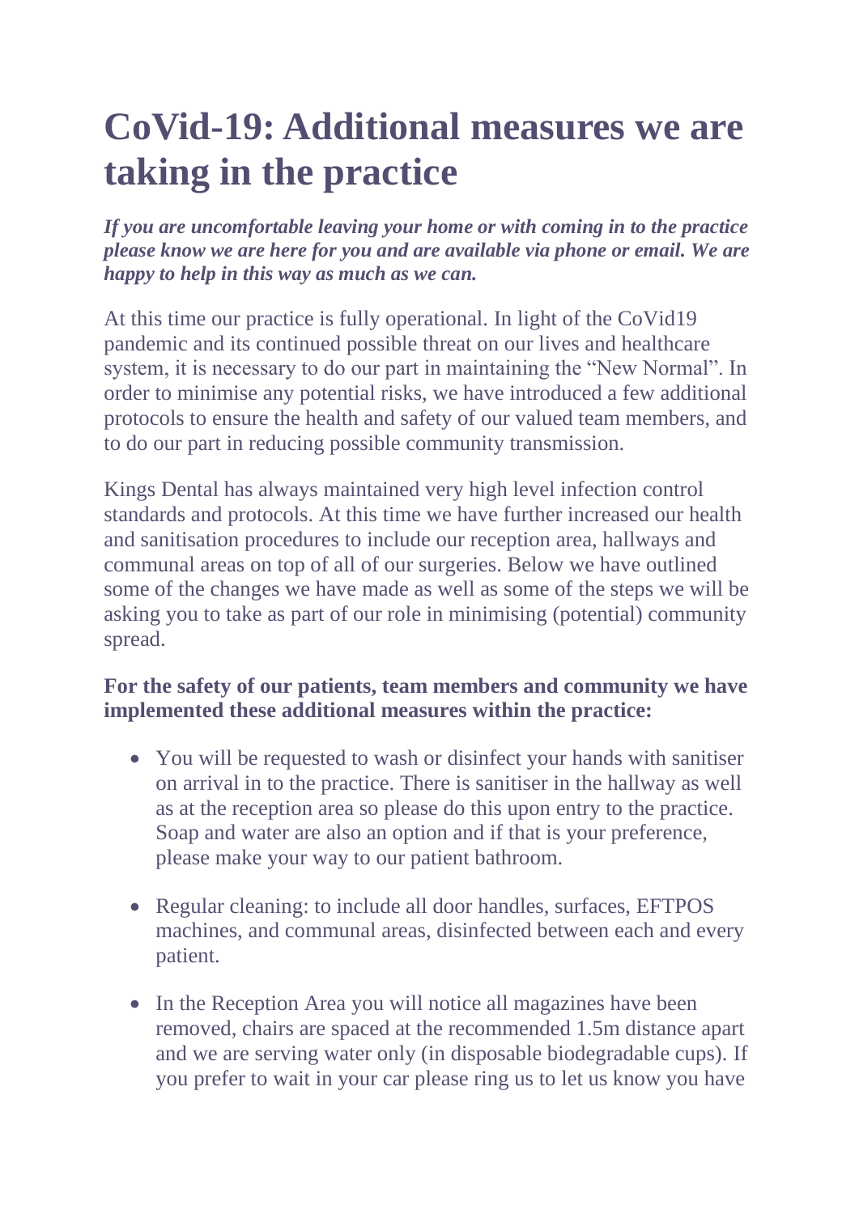# CoVid-19: Additional measures we are taking in the practice

***If you are uncomfortable leaving your home or with coming in to the practice please know we are here for you and are available via phone or email. We are happy to help in this way as much as we can.***

At this time our practice is fully operational. In light of the CoVid19 pandemic and its continued possible threat on our lives and healthcare system, it is necessary to do our part in maintaining the "New Normal". In order to minimise any potential risks, we have introduced a few additional protocols to ensure the health and safety of our valued team members, and to do our part in reducing possible community transmission.

Kings Dental has always maintained very high level infection control standards and protocols. At this time we have further increased our health and sanitisation procedures to include our reception area, hallways and communal areas on top of all of our surgeries. Below we have outlined some of the changes we have made as well as some of the steps we will be asking you to take as part of our role in minimising (potential) community spread.

**For the safety of our patients, team members and community we have implemented these additional measures within the practice:**

- You will be requested to wash or disinfect your hands with sanitiser on arrival in to the practice. There is sanitiser in the hallway as well as at the reception area so please do this upon entry to the practice. Soap and water are also an option and if that is your preference, please make your way to our patient bathroom.

- Regular cleaning: to include all door handles, surfaces, EFTPOS machines, and communal areas, disinfected between each and every patient.

- In the Reception Area you will notice all magazines have been removed, chairs are spaced at the recommended 1.5m distance apart and we are serving water only (in disposable biodegradable cups). If you prefer to wait in your car please ring us to let us know you have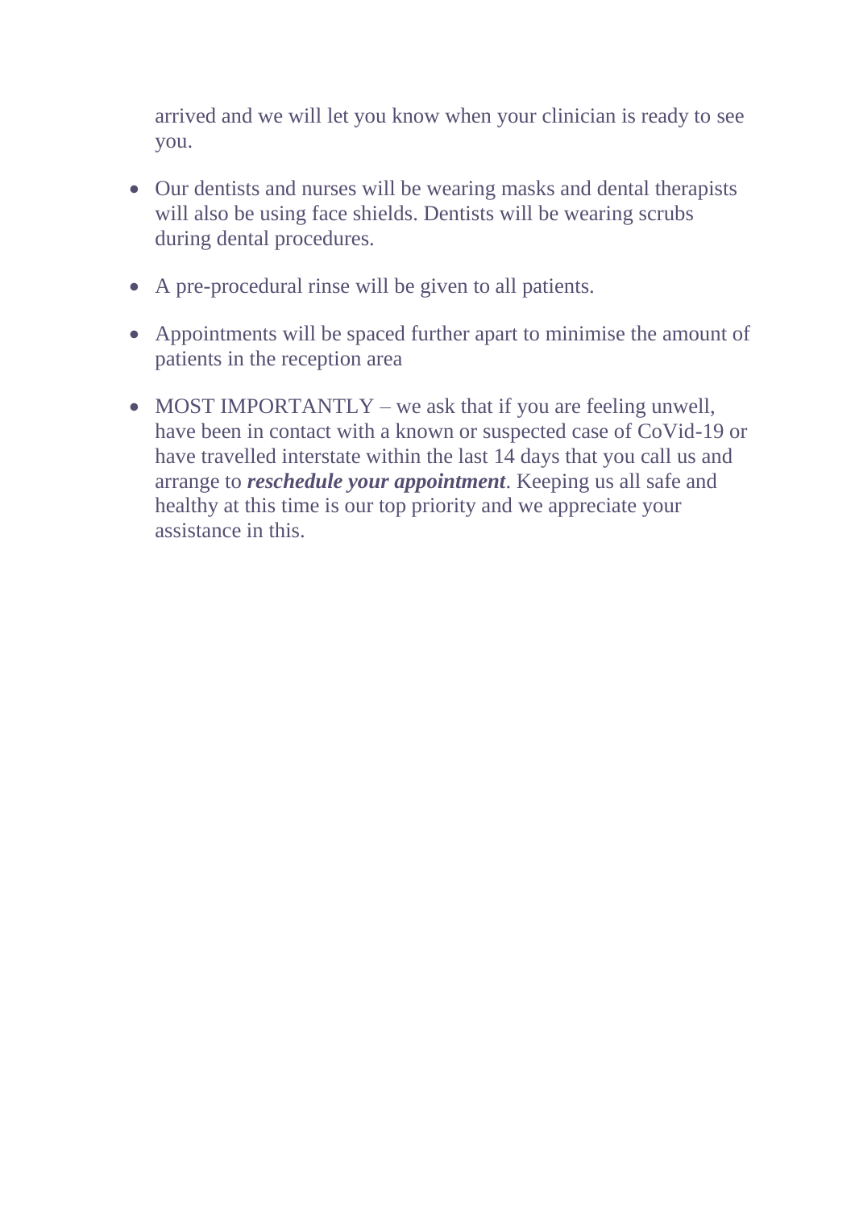arrived and we will let you know when your clinician is ready to see you.

- Our dentists and nurses will be wearing masks and dental therapists will also be using face shields. Dentists will be wearing scrubs during dental procedures.
- A pre-procedural rinse will be given to all patients.
- Appointments will be spaced further apart to minimise the amount of patients in the reception area
- MOST IMPORTANTLY – we ask that if you are feeling unwell, have been in contact with a known or suspected case of CoVid-19 or have travelled interstate within the last 14 days that you call us and arrange to ***reschedule your appointment***. Keeping us all safe and healthy at this time is our top priority and we appreciate your assistance in this.